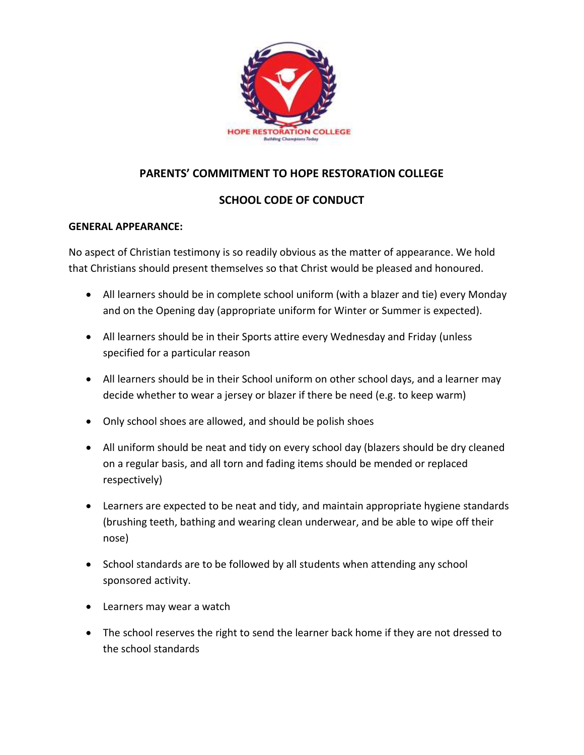# PARENTS' COMMITMENT TO HOPE RESTORATION COLLEGE

## SCHOOL CODE OF CONDUCT

**GENERAL APPEARANCE:**

No aspect of Christian testimony is so readily obvious as the matter of appearance. We hold that Christians should present themselves so that Christ would be pleased and honoured.

- All learners should be in complete school uniform (with a blazer and tie) every Monday and on the Opening day (appropriate uniform for Winter or Summer is expected).
- All learners should be in their Sports attire every Wednesday and Friday (unless specified for a particular reason
- All learners should be in their School uniform on other school days, and a learner may decide whether to wear a jersey or blazer if there be need (e.g. to keep warm)
- Only school shoes are allowed, and should be polish shoes
- All uniform should be neat and tidy on every school day (blazers should be dry cleaned on a regular basis, and all torn and fading items should be mended or replaced respectively)
- Learners are expected to be neat and tidy, and maintain appropriate hygiene standards (brushing teeth, bathing and wearing clean underwear, and be able to wipe off their nose)
- School standards are to be followed by all students when attending any school sponsored activity.
- Learners may wear a watch
- The school reserves the right to send the learner back home if they are not dressed to the school standards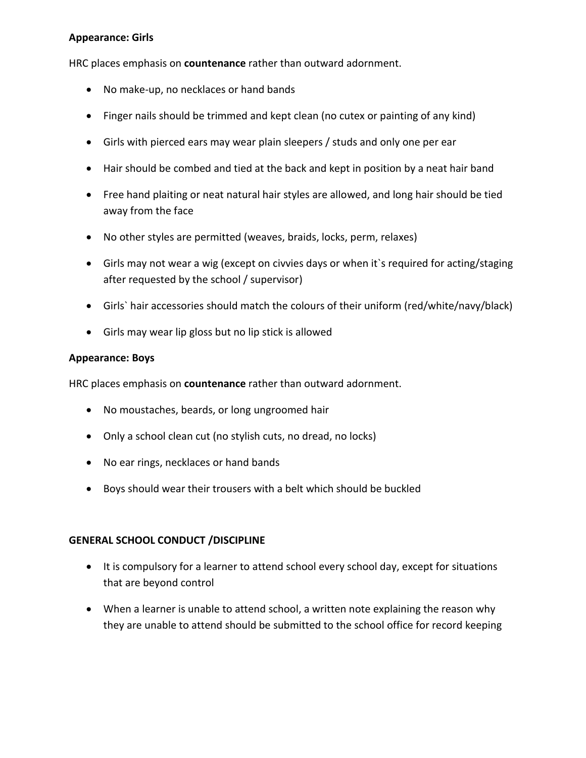**Appearance: Girls**

HRC places emphasis on **countenance** rather than outward adornment.

- No make-up, no necklaces or hand bands
- Finger nails should be trimmed and kept clean (no cutex or painting of any kind)
- Girls with pierced ears may wear plain sleepers / studs and only one per ear
- Hair should be combed and tied at the back and kept in position by a neat hair band
- Free hand plaiting or neat natural hair styles are allowed, and long hair should be tied away from the face
- No other styles are permitted (weaves, braids, locks, perm, relaxes)
- Girls may not wear a wig (except on civvies days or when it`s required for acting/staging after requested by the school / supervisor)
- Girls` hair accessories should match the colours of their uniform (red/white/navy/black)
- Girls may wear lip gloss but no lip stick is allowed

**Appearance: Boys**

HRC places emphasis on **countenance** rather than outward adornment.

- No moustaches, beards, or long ungroomed hair
- Only a school clean cut (no stylish cuts, no dread, no locks)
- No ear rings, necklaces or hand bands
- Boys should wear their trousers with a belt which should be buckled

**GENERAL SCHOOL CONDUCT /DISCIPLINE**

- It is compulsory for a learner to attend school every school day, except for situations that are beyond control
- When a learner is unable to attend school, a written note explaining the reason why they are unable to attend should be submitted to the school office for record keeping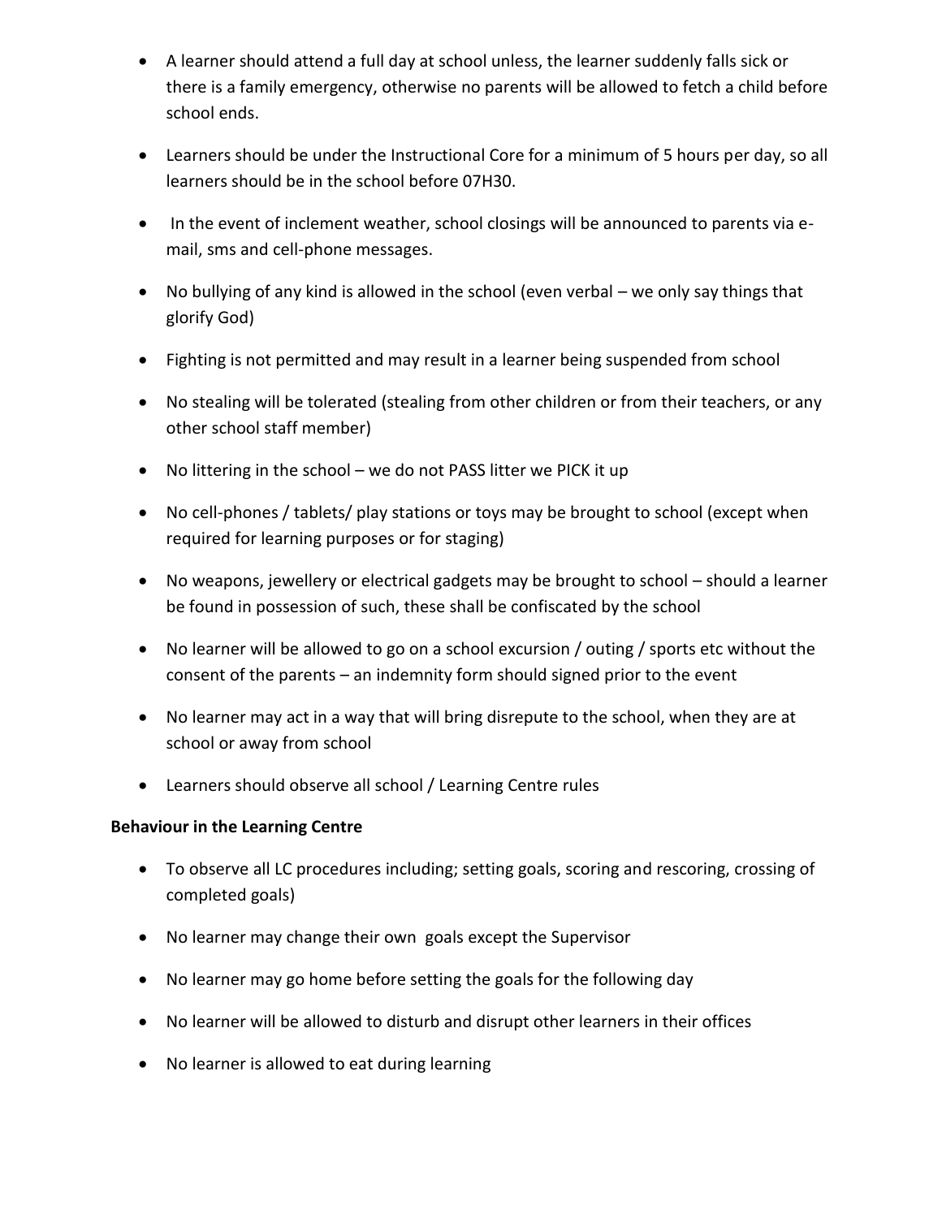- A learner should attend a full day at school unless, the learner suddenly falls sick or there is a family emergency, otherwise no parents will be allowed to fetch a child before school ends.
- Learners should be under the Instructional Core for a minimum of 5 hours per day, so all learners should be in the school before 07H30.
- In the event of inclement weather, school closings will be announced to parents via e-mail, sms and cell-phone messages.
- No bullying of any kind is allowed in the school (even verbal – we only say things that glorify God)
- Fighting is not permitted and may result in a learner being suspended from school
- No stealing will be tolerated (stealing from other children or from their teachers, or any other school staff member)
- No littering in the school – we do not PASS litter we PICK it up
- No cell-phones / tablets/ play stations or toys may be brought to school (except when required for learning purposes or for staging)
- No weapons, jewellery or electrical gadgets may be brought to school – should a learner be found in possession of such, these shall be confiscated by the school
- No learner will be allowed to go on a school excursion / outing / sports etc without the consent of the parents – an indemnity form should signed prior to the event
- No learner may act in a way that will bring disrepute to the school, when they are at school or away from school
- Learners should observe all school / Learning Centre rules

**Behaviour in the Learning Centre**

- To observe all LC procedures including; setting goals, scoring and rescoring, crossing of completed goals)
- No learner may change their own goals except the Supervisor
- No learner may go home before setting the goals for the following day
- No learner will be allowed to disturb and disrupt other learners in their offices
- No learner is allowed to eat during learning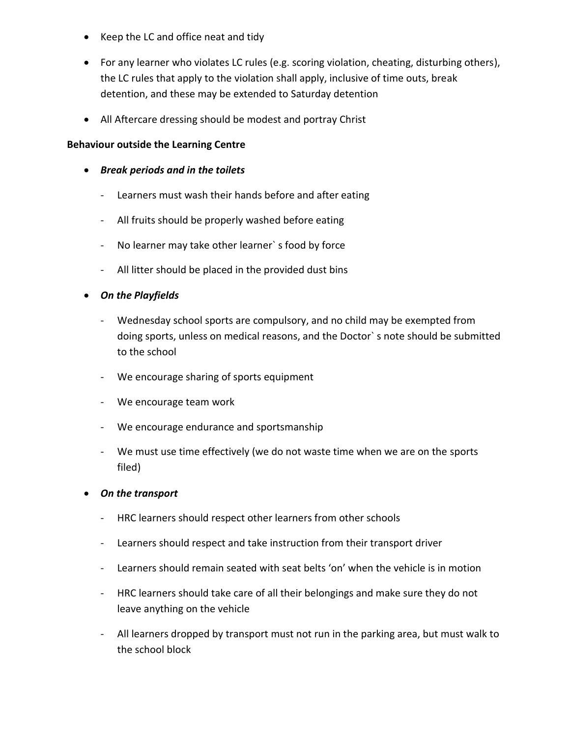- Keep the LC and office neat and tidy
- For any learner who violates LC rules (e.g. scoring violation, cheating, disturbing others), the LC rules that apply to the violation shall apply, inclusive of time outs, break detention, and these may be extended to Saturday detention
- All Aftercare dressing should be modest and portray Christ

**Behaviour outside the Learning Centre**

- ***Break periods and in the toilets***
  - Learners must wash their hands before and after eating
  - All fruits should be properly washed before eating
  - No learner may take other learner` s food by force
  - All litter should be placed in the provided dust bins
- ***On the Playfields***
  - Wednesday school sports are compulsory, and no child may be exempted from doing sports, unless on medical reasons, and the Doctor` s note should be submitted to the school
  - We encourage sharing of sports equipment
  - We encourage team work
  - We encourage endurance and sportsmanship
  - We must use time effectively (we do not waste time when we are on the sports filed)
- ***On the transport***
  - HRC learners should respect other learners from other schools
  - Learners should respect and take instruction from their transport driver
  - Learners should remain seated with seat belts 'on' when the vehicle is in motion
  - HRC learners should take care of all their belongings and make sure they do not leave anything on the vehicle
  - All learners dropped by transport must not run in the parking area, but must walk to the school block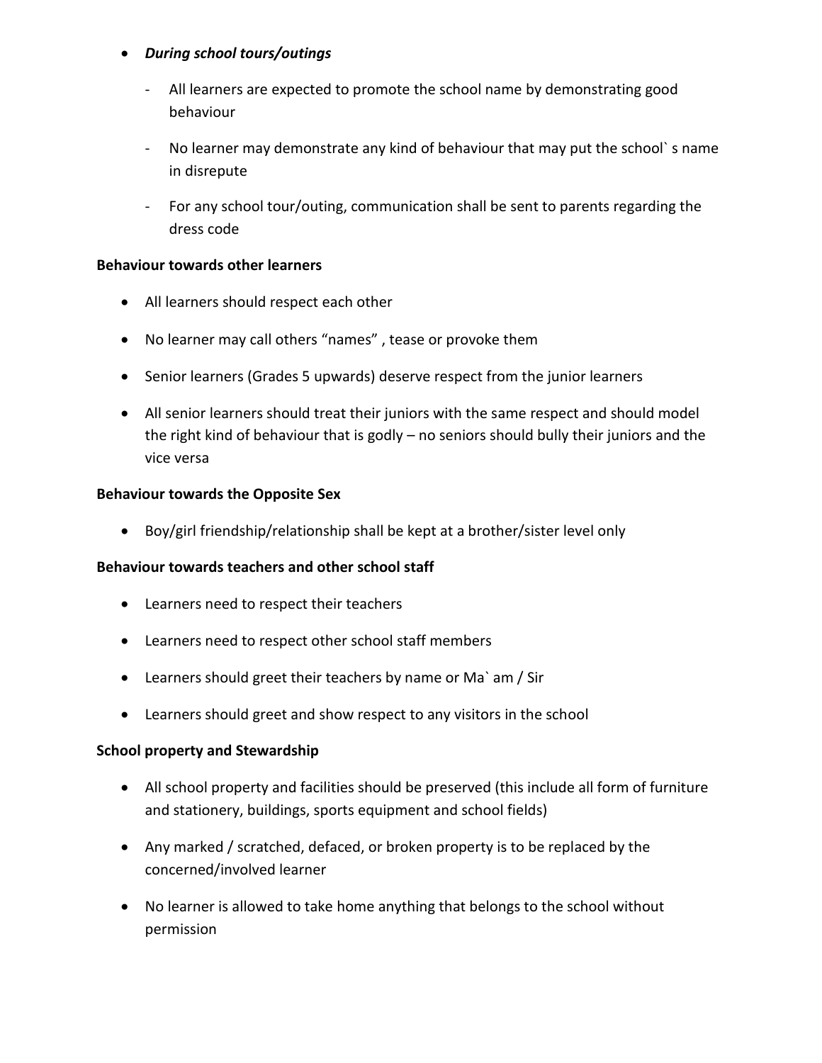- ***During school tours/outings***
    - All learners are expected to promote the school name by demonstrating good behaviour
    - No learner may demonstrate any kind of behaviour that may put the school` s name in disrepute
    - For any school tour/outing, communication shall be sent to parents regarding the dress code

**Behaviour towards other learners**

- All learners should respect each other
- No learner may call others “names” , tease or provoke them
- Senior learners (Grades 5 upwards) deserve respect from the junior learners
- All senior learners should treat their juniors with the same respect and should model the right kind of behaviour that is godly – no seniors should bully their juniors and the vice versa

**Behaviour towards the Opposite Sex**

- Boy/girl friendship/relationship shall be kept at a brother/sister level only

**Behaviour towards teachers and other school staff**

- Learners need to respect their teachers
- Learners need to respect other school staff members
- Learners should greet their teachers by name or Ma` am / Sir
- Learners should greet and show respect to any visitors in the school

**School property and Stewardship**

- All school property and facilities should be preserved (this include all form of furniture and stationery, buildings, sports equipment and school fields)
- Any marked / scratched, defaced, or broken property is to be replaced by the concerned/involved learner
- No learner is allowed to take home anything that belongs to the school without permission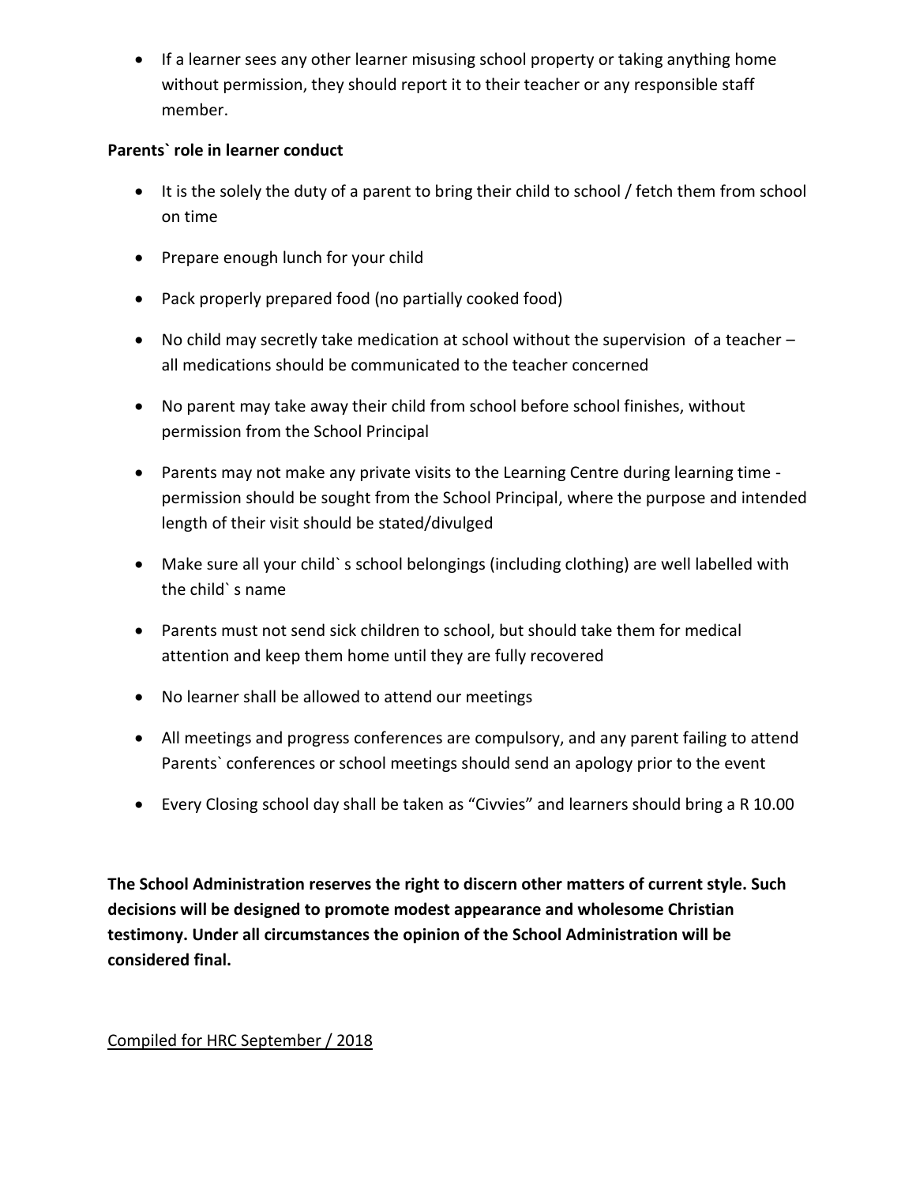- If a learner sees any other learner misusing school property or taking anything home without permission, they should report it to their teacher or any responsible staff member.

**Parents` role in learner conduct**

- It is the solely the duty of a parent to bring their child to school / fetch them from school on time
- Prepare enough lunch for your child
- Pack properly prepared food (no partially cooked food)
- No child may secretly take medication at school without the supervision of a teacher – all medications should be communicated to the teacher concerned
- No parent may take away their child from school before school finishes, without permission from the School Principal
- Parents may not make any private visits to the Learning Centre during learning time - permission should be sought from the School Principal, where the purpose and intended length of their visit should be stated/divulged
- Make sure all your child` s school belongings (including clothing) are well labelled with the child` s name
- Parents must not send sick children to school, but should take them for medical attention and keep them home until they are fully recovered
- No learner shall be allowed to attend our meetings
- All meetings and progress conferences are compulsory, and any parent failing to attend Parents` conferences or school meetings should send an apology prior to the event
- Every Closing school day shall be taken as "Civvies" and learners should bring a R 10.00

**The School Administration reserves the right to discern other matters of current style. Such decisions will be designed to promote modest appearance and wholesome Christian testimony. Under all circumstances the opinion of the School Administration will be considered final.**

Compiled for HRC September / 2018